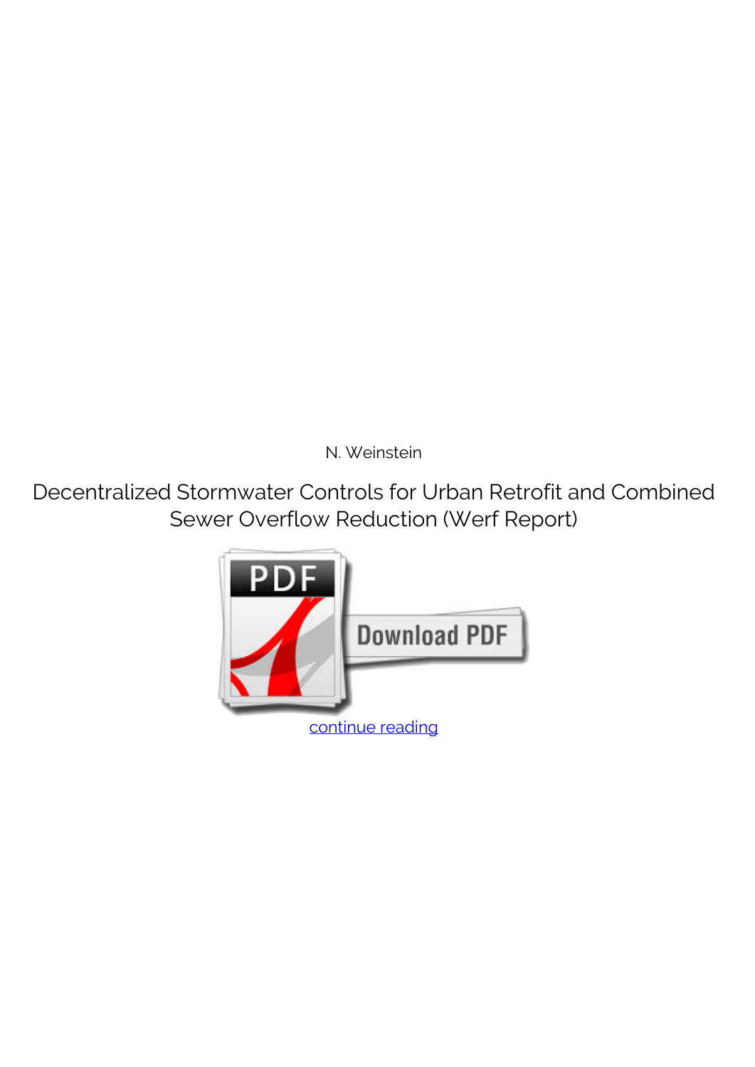N. Weinstein

Decentralized Stormwater Controls for Urban Retrofit and Combined Sewer Overflow Reduction (Werf Report)

continue reading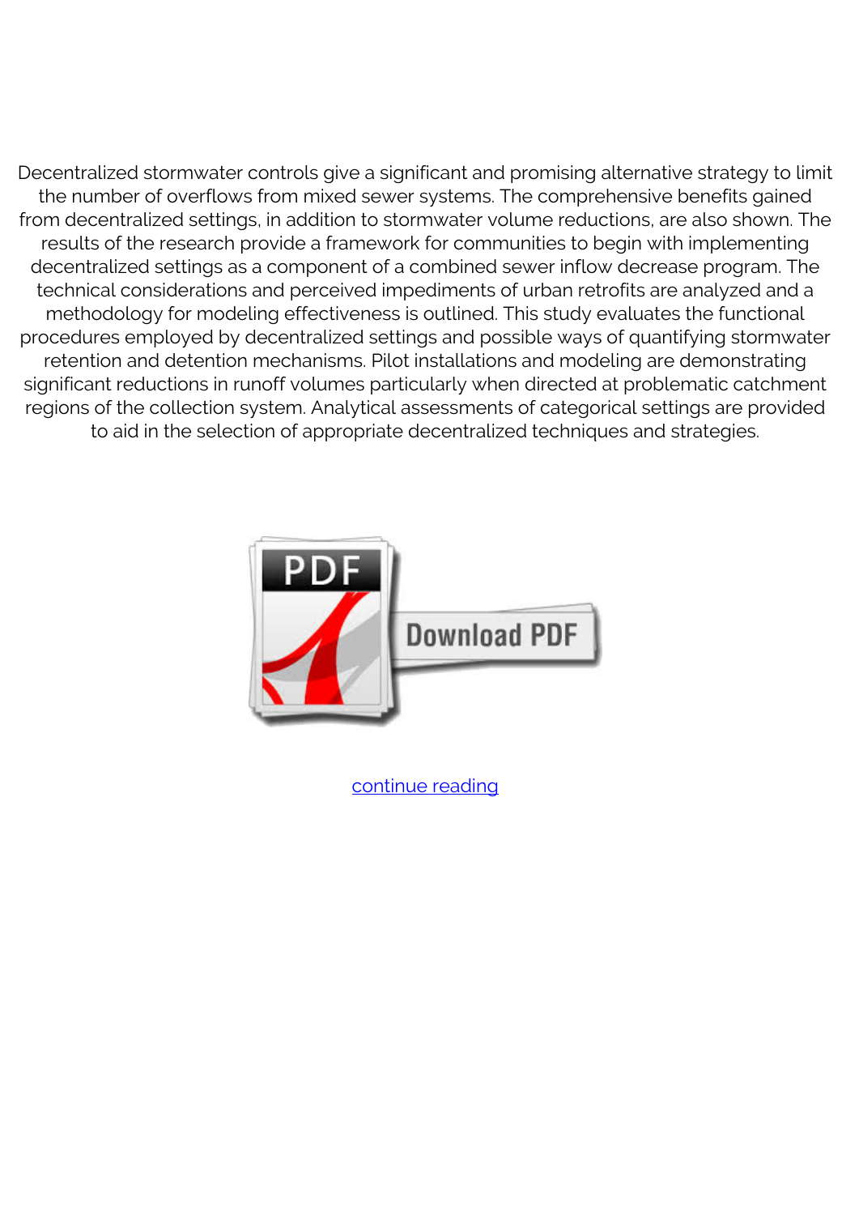Decentralized stormwater controls give a significant and promising alternative strategy to limit the number of overflows from mixed sewer systems. The comprehensive benefits gained from decentralized settings, in addition to stormwater volume reductions, are also shown. The results of the research provide a framework for communities to begin with implementing decentralized settings as a component of a combined sewer inflow decrease program. The technical considerations and perceived impediments of urban retrofits are analyzed and a methodology for modeling effectiveness is outlined. This study evaluates the functional procedures employed by decentralized settings and possible ways of quantifying stormwater retention and detention mechanisms. Pilot installations and modeling are demonstrating significant reductions in runoff volumes particularly when directed at problematic catchment regions of the collection system. Analytical assessments of categorical settings are provided to aid in the selection of appropriate decentralized techniques and strategies.

continue reading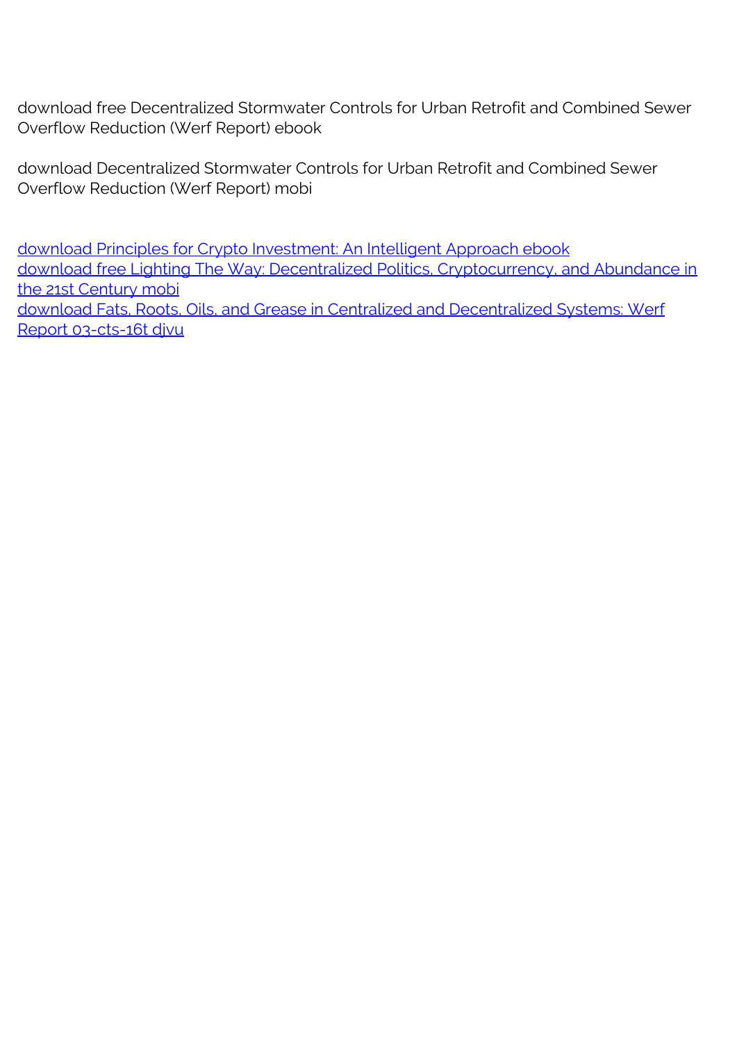download free Decentralized Stormwater Controls for Urban Retrofit and Combined Sewer Overflow Reduction (Werf Report) ebook

download Decentralized Stormwater Controls for Urban Retrofit and Combined Sewer Overflow Reduction (Werf Report) mobi

download Principles for Crypto Investment: An Intelligent Approach ebook
download free Lighting The Way: Decentralized Politics, Cryptocurrency, and Abundance in the 21st Century mobi
download Fats, Roots, Oils, and Grease in Centralized and Decentralized Systems: Werf Report 03-cts-16t djvu